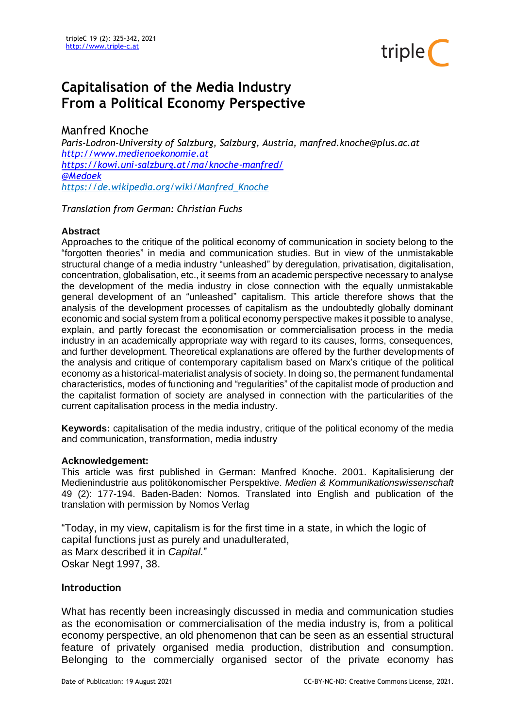# Capitalisation of the Media Industry From a Political Economy Perspective

Manfred Knoche

*Paris-Lodron-University of Salzburg, Salzburg, Austria, manfred.knoche@plus.ac.at*
*http://www.medienoekonomie.at*
*https://kowi.uni-salzburg.at/ma/knoche-manfred/*
*@Medoek*
*https://de.wikipedia.org/wiki/Manfred_Knoche*

*Translation from German: Christian Fuchs*

**Abstract**

Approaches to the critique of the political economy of communication in society belong to the "forgotten theories" in media and communication studies. But in view of the unmistakable structural change of a media industry "unleashed" by deregulation, privatisation, digitalisation, concentration, globalisation, etc., it seems from an academic perspective necessary to analyse the development of the media industry in close connection with the equally unmistakable general development of an "unleashed" capitalism. This article therefore shows that the analysis of the development processes of capitalism as the undoubtedly globally dominant economic and social system from a political economy perspective makes it possible to analyse, explain, and partly forecast the economisation or commercialisation process in the media industry in an academically appropriate way with regard to its causes, forms, consequences, and further development. Theoretical explanations are offered by the further developments of the analysis and critique of contemporary capitalism based on Marx's critique of the political economy as a historical-materialist analysis of society. In doing so, the permanent fundamental characteristics, modes of functioning and "regularities" of the capitalist mode of production and the capitalist formation of society are analysed in connection with the particularities of the current capitalisation process in the media industry.

**Keywords:** capitalisation of the media industry, critique of the political economy of the media and communication, transformation, media industry

**Acknowledgement:**

This article was first published in German: Manfred Knoche. 2001. Kapitalisierung der Medienindustrie aus politökonomischer Perspektive. *Medien & Kommunikationswissenschaft* 49 (2): 177-194. Baden-Baden: Nomos. Translated into English and publication of the translation with permission by Nomos Verlag

"Today, in my view, capitalism is for the first time in a state, in which the logic of capital functions just as purely and unadulterated, as Marx described it in *Capital.*"
Oskar Negt 1997, 38.

## Introduction

What has recently been increasingly discussed in media and communication studies as the economisation or commercialisation of the media industry is, from a political economy perspective, an old phenomenon that can be seen as an essential structural feature of privately organised media production, distribution and consumption. Belonging to the commercially organised sector of the private economy has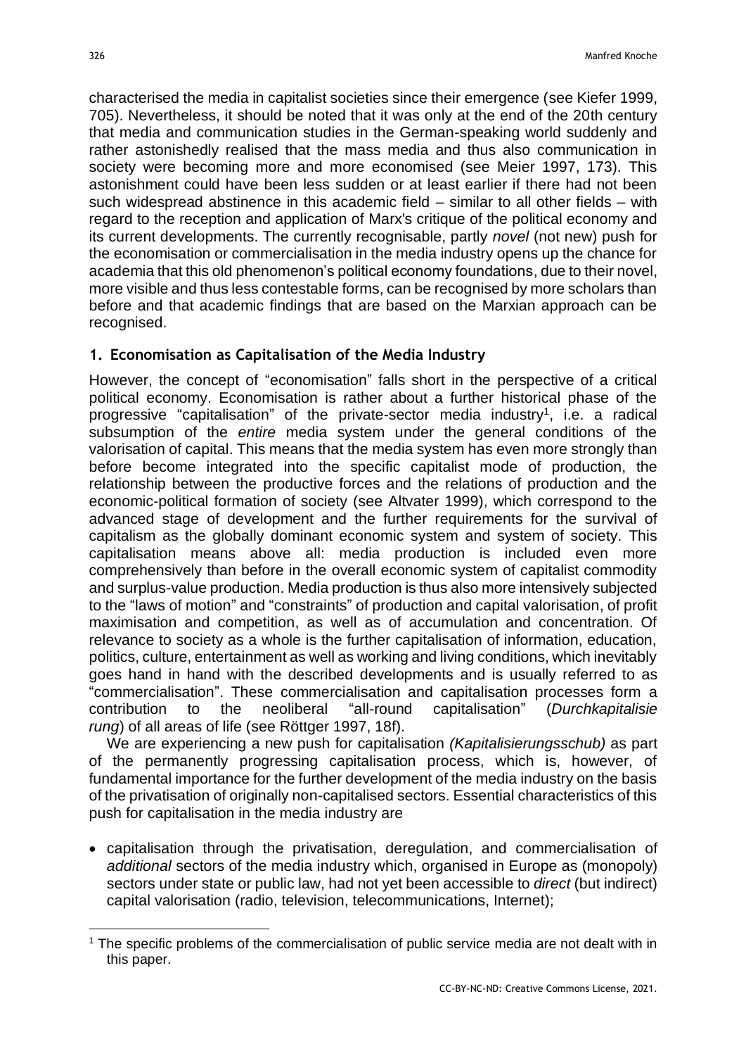characterised the media in capitalist societies since their emergence (see Kiefer 1999, 705). Nevertheless, it should be noted that it was only at the end of the 20th century that media and communication studies in the German-speaking world suddenly and rather astonishedly realised that the mass media and thus also communication in society were becoming more and more economised (see Meier 1997, 173). This astonishment could have been less sudden or at least earlier if there had not been such widespread abstinence in this academic field – similar to all other fields – with regard to the reception and application of Marx's critique of the political economy and its current developments. The currently recognisable, partly *novel* (not new) push for the economisation or commercialisation in the media industry opens up the chance for academia that this old phenomenon's political economy foundations, due to their novel, more visible and thus less contestable forms, can be recognised by more scholars than before and that academic findings that are based on the Marxian approach can be recognised.

## 1. Economisation as Capitalisation of the Media Industry

However, the concept of "economisation" falls short in the perspective of a critical political economy. Economisation is rather about a further historical phase of the progressive "capitalisation" of the private-sector media industry[1], i.e. a radical subsumption of the *entire* media system under the general conditions of the valorisation of capital. This means that the media system has even more strongly than before become integrated into the specific capitalist mode of production, the relationship between the productive forces and the relations of production and the economic-political formation of society (see Altvater 1999), which correspond to the advanced stage of development and the further requirements for the survival of capitalism as the globally dominant economic system and system of society. This capitalisation means above all: media production is included even more comprehensively than before in the overall economic system of capitalist commodity and surplus-value production. Media production is thus also more intensively subjected to the "laws of motion" and "constraints" of production and capital valorisation, of profit maximisation and competition, as well as of accumulation and concentration. Of relevance to society as a whole is the further capitalisation of information, education, politics, culture, entertainment as well as working and living conditions, which inevitably goes hand in hand with the described developments and is usually referred to as "commercialisation". These commercialisation and capitalisation processes form a contribution to the neoliberal "all-round capitalisation" (*Durchkapitalisierung*) of all areas of life (see Röttger 1997, 18f).

We are experiencing a new push for capitalisation *(Kapitalisierungsschub)* as part of the permanently progressing capitalisation process, which is, however, of fundamental importance for the further development of the media industry on the basis of the privatisation of originally non-capitalised sectors. Essential characteristics of this push for capitalisation in the media industry are

- capitalisation through the privatisation, deregulation, and commercialisation of *additional* sectors of the media industry which, organised in Europe as (monopoly) sectors under state or public law, had not yet been accessible to *direct* (but indirect) capital valorisation (radio, television, telecommunications, Internet);

[1] The specific problems of the commercialisation of public service media are not dealt with in this paper.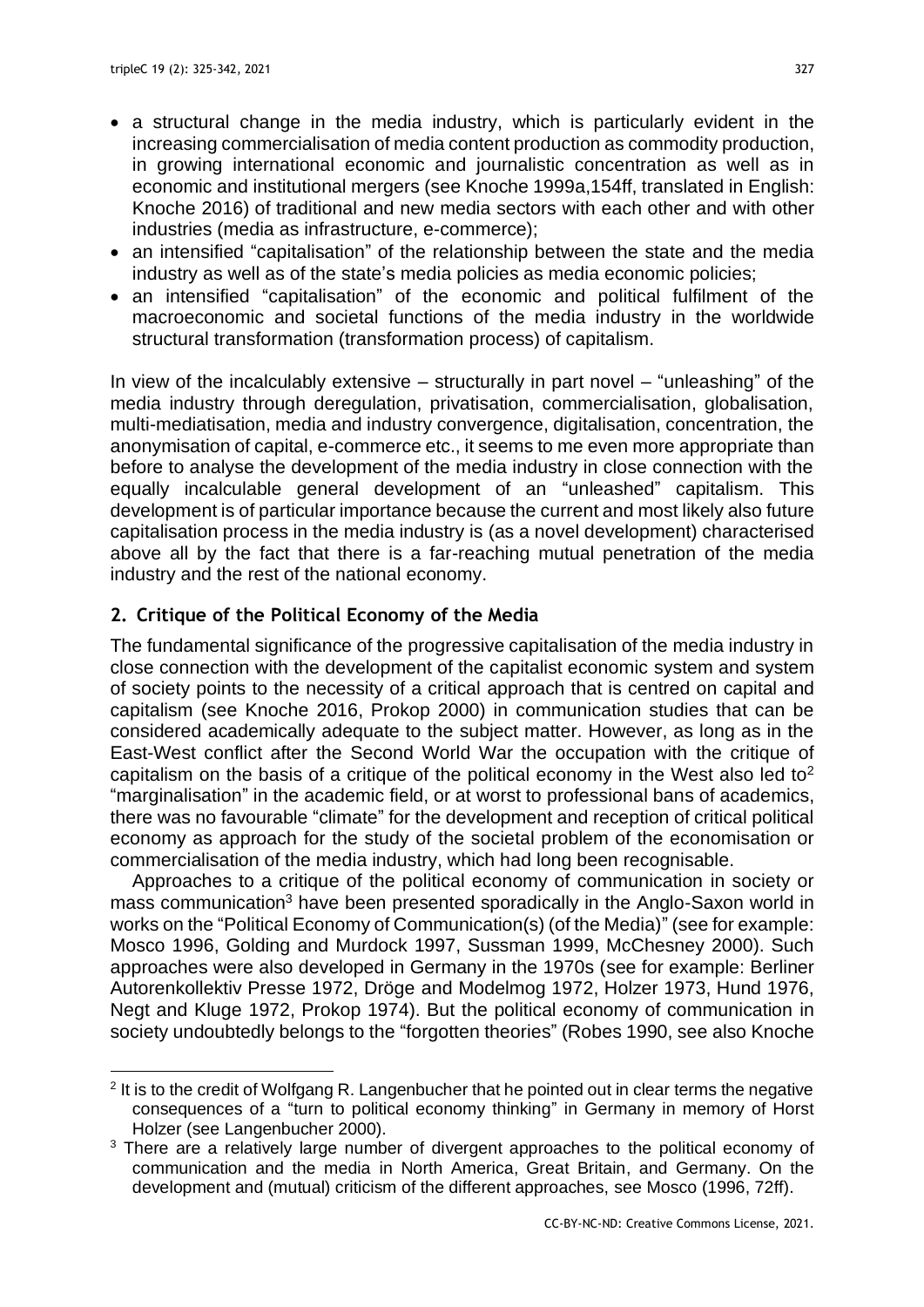- a structural change in the media industry, which is particularly evident in the increasing commercialisation of media content production as commodity production, in growing international economic and journalistic concentration as well as in economic and institutional mergers (see Knoche 1999a,154ff, translated in English: Knoche 2016) of traditional and new media sectors with each other and with other industries (media as infrastructure, e-commerce);
- an intensified "capitalisation" of the relationship between the state and the media industry as well as of the state's media policies as media economic policies;
- an intensified "capitalisation" of the economic and political fulfilment of the macroeconomic and societal functions of the media industry in the worldwide structural transformation (transformation process) of capitalism.

In view of the incalculably extensive – structurally in part novel – "unleashing" of the media industry through deregulation, privatisation, commercialisation, globalisation, multi-mediatisation, media and industry convergence, digitalisation, concentration, the anonymisation of capital, e-commerce etc., it seems to me even more appropriate than before to analyse the development of the media industry in close connection with the equally incalculable general development of an "unleashed" capitalism. This development is of particular importance because the current and most likely also future capitalisation process in the media industry is (as a novel development) characterised above all by the fact that there is a far-reaching mutual penetration of the media industry and the rest of the national economy.

## 2. Critique of the Political Economy of the Media

The fundamental significance of the progressive capitalisation of the media industry in close connection with the development of the capitalist economic system and system of society points to the necessity of a critical approach that is centred on capital and capitalism (see Knoche 2016, Prokop 2000) in communication studies that can be considered academically adequate to the subject matter. However, as long as in the East-West conflict after the Second World War the occupation with the critique of capitalism on the basis of a critique of the political economy in the West also led to[2] "marginalisation" in the academic field, or at worst to professional bans of academics, there was no favourable "climate" for the development and reception of critical political economy as approach for the study of the societal problem of the economisation or commercialisation of the media industry, which had long been recognisable.

Approaches to a critique of the political economy of communication in society or mass communication[3] have been presented sporadically in the Anglo-Saxon world in works on the "Political Economy of Communication(s) (of the Media)" (see for example: Mosco 1996, Golding and Murdock 1997, Sussman 1999, McChesney 2000). Such approaches were also developed in Germany in the 1970s (see for example: Berliner Autorenkollektiv Presse 1972, Dröge and Modelmog 1972, Holzer 1973, Hund 1976, Negt and Kluge 1972, Prokop 1974). But the political economy of communication in society undoubtedly belongs to the "forgotten theories" (Robes 1990, see also Knoche

[2] It is to the credit of Wolfgang R. Langenbucher that he pointed out in clear terms the negative consequences of a "turn to political economy thinking" in Germany in memory of Horst Holzer (see Langenbucher 2000).

[3] There are a relatively large number of divergent approaches to the political economy of communication and the media in North America, Great Britain, and Germany. On the development and (mutual) criticism of the different approaches, see Mosco (1996, 72ff).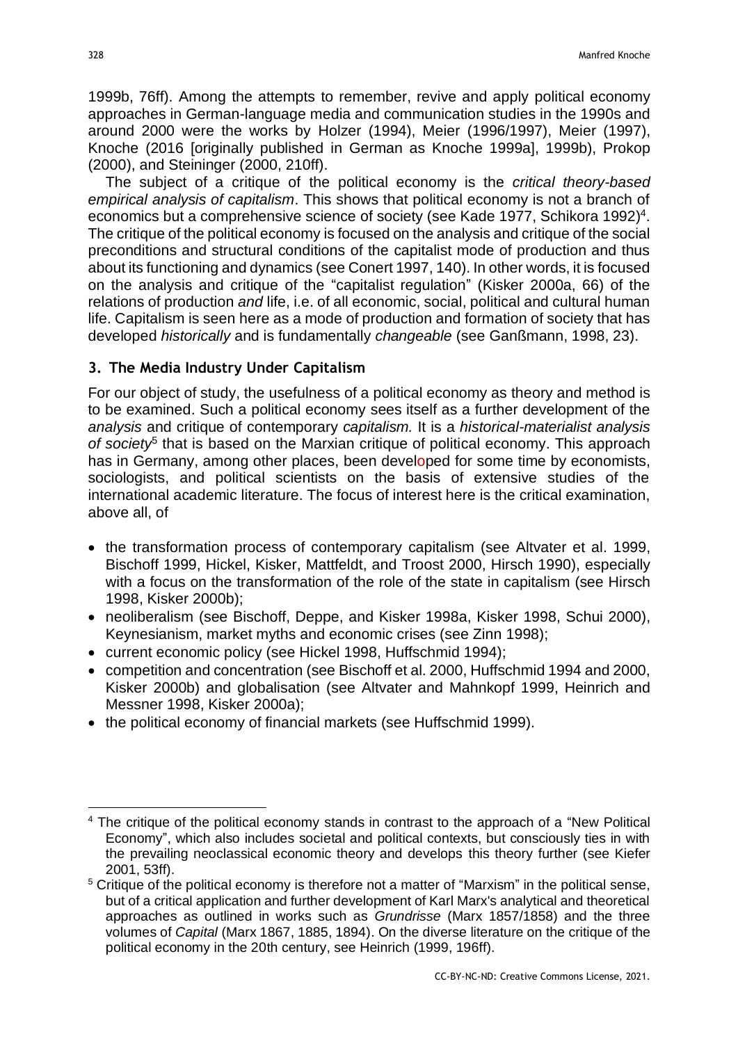1999b, 76ff). Among the attempts to remember, revive and apply political economy approaches in German-language media and communication studies in the 1990s and around 2000 were the works by Holzer (1994), Meier (1996/1997), Meier (1997), Knoche (2016 [originally published in German as Knoche 1999a], 1999b), Prokop (2000), and Steininger (2000, 210ff).

The subject of a critique of the political economy is the *critical theory-based empirical analysis of capitalism*. This shows that political economy is not a branch of economics but a comprehensive science of society (see Kade 1977, Schikora 1992)[4]. The critique of the political economy is focused on the analysis and critique of the social preconditions and structural conditions of the capitalist mode of production and thus about its functioning and dynamics (see Conert 1997, 140). In other words, it is focused on the analysis and critique of the "capitalist regulation" (Kisker 2000a, 66) of the relations of production *and* life, i.e. of all economic, social, political and cultural human life. Capitalism is seen here as a mode of production and formation of society that has developed *historically* and is fundamentally *changeable* (see Ganßmann, 1998, 23).

## 3. The Media Industry Under Capitalism

For our object of study, the usefulness of a political economy as theory and method is to be examined. Such a political economy sees itself as a further development of the *analysis* and critique of contemporary *capitalism.* It is a *historical-materialist analysis of society*[5] that is based on the Marxian critique of political economy. This approach has in Germany, among other places, been developed for some time by economists, sociologists, and political scientists on the basis of extensive studies of the international academic literature. The focus of interest here is the critical examination, above all, of

- the transformation process of contemporary capitalism (see Altvater et al. 1999, Bischoff 1999, Hickel, Kisker, Mattfeldt, and Troost 2000, Hirsch 1990), especially with a focus on the transformation of the role of the state in capitalism (see Hirsch 1998, Kisker 2000b);
- neoliberalism (see Bischoff, Deppe, and Kisker 1998a, Kisker 1998, Schui 2000), Keynesianism, market myths and economic crises (see Zinn 1998);
- current economic policy (see Hickel 1998, Huffschmid 1994);
- competition and concentration (see Bischoff et al. 2000, Huffschmid 1994 and 2000, Kisker 2000b) and globalisation (see Altvater and Mahnkopf 1999, Heinrich and Messner 1998, Kisker 2000a);
- the political economy of financial markets (see Huffschmid 1999).

---

[4] The critique of the political economy stands in contrast to the approach of a "New Political Economy", which also includes societal and political contexts, but consciously ties in with the prevailing neoclassical economic theory and develops this theory further (see Kiefer 2001, 53ff).

[5] Critique of the political economy is therefore not a matter of "Marxism" in the political sense, but of a critical application and further development of Karl Marx's analytical and theoretical approaches as outlined in works such as *Grundrisse* (Marx 1857/1858) and the three volumes of *Capital* (Marx 1867, 1885, 1894). On the diverse literature on the critique of the political economy in the 20th century, see Heinrich (1999, 196ff).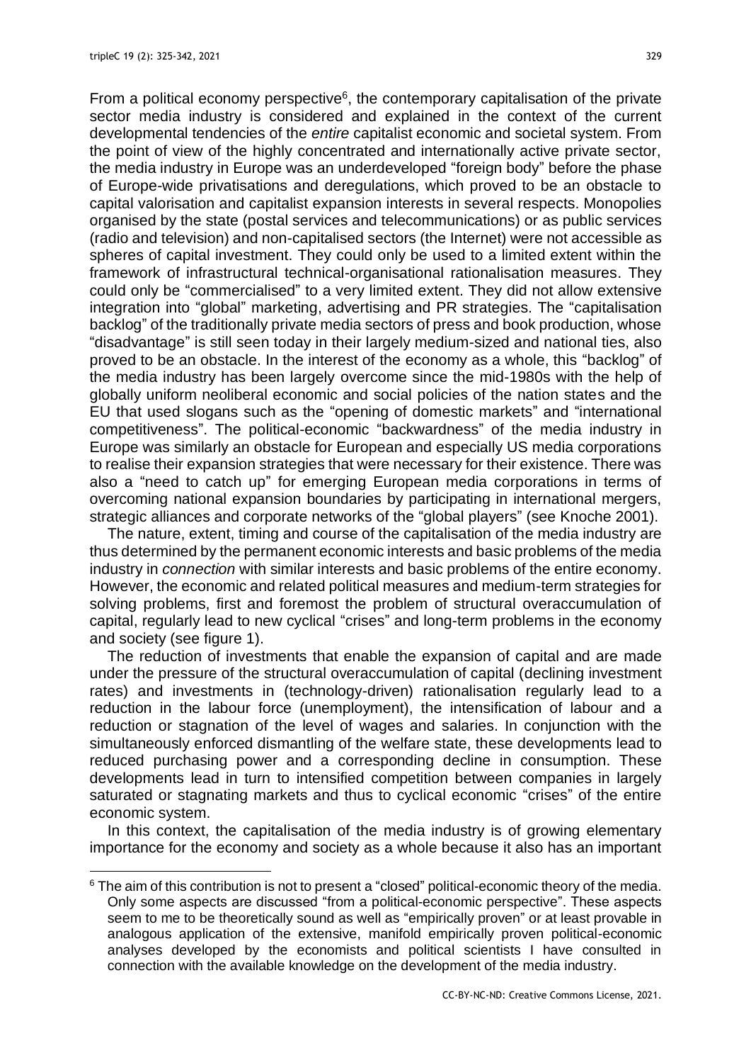From a political economy perspective[6], the contemporary capitalisation of the private sector media industry is considered and explained in the context of the current developmental tendencies of the *entire* capitalist economic and societal system. From the point of view of the highly concentrated and internationally active private sector, the media industry in Europe was an underdeveloped "foreign body" before the phase of Europe-wide privatisations and deregulations, which proved to be an obstacle to capital valorisation and capitalist expansion interests in several respects. Monopolies organised by the state (postal services and telecommunications) or as public services (radio and television) and non-capitalised sectors (the Internet) were not accessible as spheres of capital investment. They could only be used to a limited extent within the framework of infrastructural technical-organisational rationalisation measures. They could only be "commercialised" to a very limited extent. They did not allow extensive integration into "global" marketing, advertising and PR strategies. The "capitalisation backlog" of the traditionally private media sectors of press and book production, whose "disadvantage" is still seen today in their largely medium-sized and national ties, also proved to be an obstacle. In the interest of the economy as a whole, this "backlog" of the media industry has been largely overcome since the mid-1980s with the help of globally uniform neoliberal economic and social policies of the nation states and the EU that used slogans such as the "opening of domestic markets" and "international competitiveness". The political-economic "backwardness" of the media industry in Europe was similarly an obstacle for European and especially US media corporations to realise their expansion strategies that were necessary for their existence. There was also a "need to catch up" for emerging European media corporations in terms of overcoming national expansion boundaries by participating in international mergers, strategic alliances and corporate networks of the "global players" (see Knoche 2001).

The nature, extent, timing and course of the capitalisation of the media industry are thus determined by the permanent economic interests and basic problems of the media industry in *connection* with similar interests and basic problems of the entire economy. However, the economic and related political measures and medium-term strategies for solving problems, first and foremost the problem of structural overaccumulation of capital, regularly lead to new cyclical "crises" and long-term problems in the economy and society (see figure 1).

The reduction of investments that enable the expansion of capital and are made under the pressure of the structural overaccumulation of capital (declining investment rates) and investments in (technology-driven) rationalisation regularly lead to a reduction in the labour force (unemployment), the intensification of labour and a reduction or stagnation of the level of wages and salaries. In conjunction with the simultaneously enforced dismantling of the welfare state, these developments lead to reduced purchasing power and a corresponding decline in consumption. These developments lead in turn to intensified competition between companies in largely saturated or stagnating markets and thus to cyclical economic "crises" of the entire economic system.

In this context, the capitalisation of the media industry is of growing elementary importance for the economy and society as a whole because it also has an important

[6] The aim of this contribution is not to present a "closed" political-economic theory of the media. Only some aspects are discussed "from a political-economic perspective". These aspects seem to me to be theoretically sound as well as "empirically proven" or at least provable in analogous application of the extensive, manifold empirically proven political-economic analyses developed by the economists and political scientists I have consulted in connection with the available knowledge on the development of the media industry.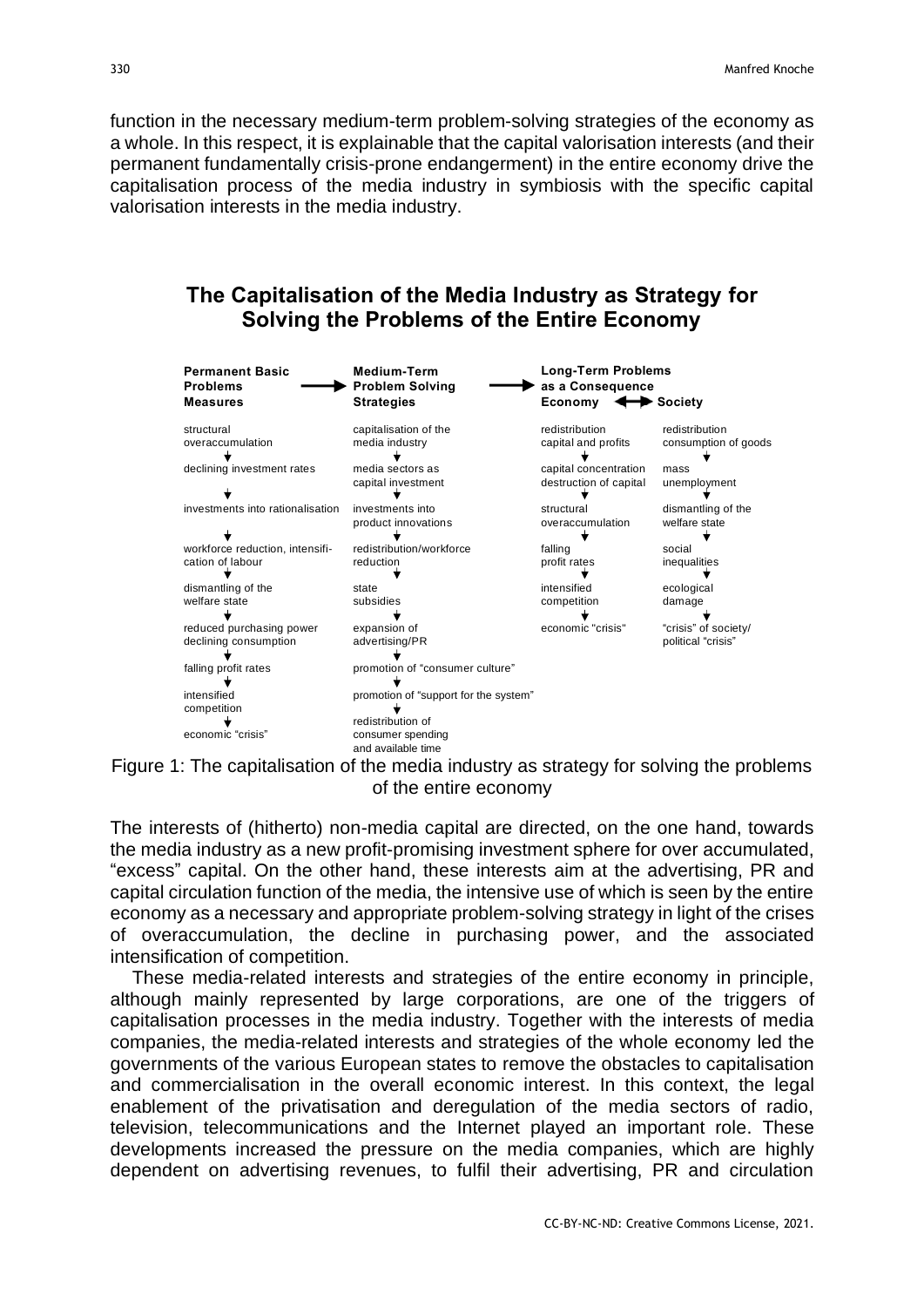function in the necessary medium-term problem-solving strategies of the economy as a whole. In this respect, it is explainable that the capital valorisation interests (and their permanent fundamentally crisis-prone endangerment) in the entire economy drive the capitalisation process of the media industry in symbiosis with the specific capital valorisation interests in the media industry.

## The Capitalisation of the Media Industry as Strategy for Solving the Problems of the Entire Economy

| Permanent Basic Problems Measures | Medium-Term Problem Solving Strategies | Long-Term Problems as a Consequence: Economy | Long-Term Problems as a Consequence: Society |
|---|---|---|---|
| structural overaccumulation | capitalisation of the media industry | redistribution capital and profits | redistribution consumption of goods |
| declining investment rates | media sectors as capital investment | capital concentration destruction of capital | mass unemployment |
| investments into rationalisation | investments into product innovations | structural overaccumulation | dismantling of the welfare state |
| workforce reduction, intensification of labour | redistribution/workforce reduction | falling profit rates | social inequalities |
| dismantling of the welfare state | state subsidies | intensified competition | ecological damage |
| reduced purchasing power declining consumption | expansion of advertising/PR | economic "crisis" | "crisis" of society/ political "crisis" |
| falling profit rates | promotion of "consumer culture" | | |
| intensified competition | promotion of "support for the system" | | |
| economic "crisis" | redistribution of consumer spending and available time | | |

Figure 1: The capitalisation of the media industry as strategy for solving the problems of the entire economy

The interests of (hitherto) non-media capital are directed, on the one hand, towards the media industry as a new profit-promising investment sphere for over accumulated, "excess" capital. On the other hand, these interests aim at the advertising, PR and capital circulation function of the media, the intensive use of which is seen by the entire economy as a necessary and appropriate problem-solving strategy in light of the crises of overaccumulation, the decline in purchasing power, and the associated intensification of competition.

These media-related interests and strategies of the entire economy in principle, although mainly represented by large corporations, are one of the triggers of capitalisation processes in the media industry. Together with the interests of media companies, the media-related interests and strategies of the whole economy led the governments of the various European states to remove the obstacles to capitalisation and commercialisation in the overall economic interest. In this context, the legal enablement of the privatisation and deregulation of the media sectors of radio, television, telecommunications and the Internet played an important role. These developments increased the pressure on the media companies, which are highly dependent on advertising revenues, to fulfil their advertising, PR and circulation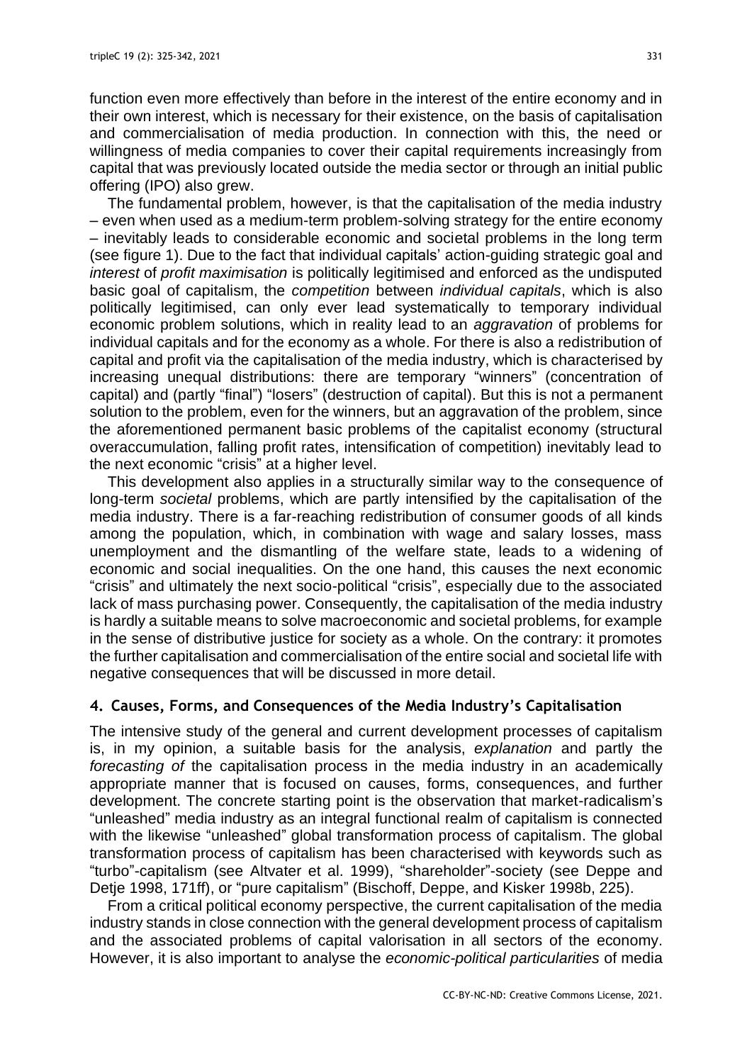function even more effectively than before in the interest of the entire economy and in their own interest, which is necessary for their existence, on the basis of capitalisation and commercialisation of media production. In connection with this, the need or willingness of media companies to cover their capital requirements increasingly from capital that was previously located outside the media sector or through an initial public offering (IPO) also grew.

The fundamental problem, however, is that the capitalisation of the media industry – even when used as a medium-term problem-solving strategy for the entire economy – inevitably leads to considerable economic and societal problems in the long term (see figure 1). Due to the fact that individual capitals' action-guiding strategic goal and *interest* of *profit maximisation* is politically legitimised and enforced as the undisputed basic goal of capitalism, the *competition* between *individual capitals*, which is also politically legitimised, can only ever lead systematically to temporary individual economic problem solutions, which in reality lead to an *aggravation* of problems for individual capitals and for the economy as a whole. For there is also a redistribution of capital and profit via the capitalisation of the media industry, which is characterised by increasing unequal distributions: there are temporary "winners" (concentration of capital) and (partly "final") "losers" (destruction of capital). But this is not a permanent solution to the problem, even for the winners, but an aggravation of the problem, since the aforementioned permanent basic problems of the capitalist economy (structural overaccumulation, falling profit rates, intensification of competition) inevitably lead to the next economic "crisis" at a higher level.

This development also applies in a structurally similar way to the consequence of long-term *societal* problems, which are partly intensified by the capitalisation of the media industry. There is a far-reaching redistribution of consumer goods of all kinds among the population, which, in combination with wage and salary losses, mass unemployment and the dismantling of the welfare state, leads to a widening of economic and social inequalities. On the one hand, this causes the next economic "crisis" and ultimately the next socio-political "crisis", especially due to the associated lack of mass purchasing power. Consequently, the capitalisation of the media industry is hardly a suitable means to solve macroeconomic and societal problems, for example in the sense of distributive justice for society as a whole. On the contrary: it promotes the further capitalisation and commercialisation of the entire social and societal life with negative consequences that will be discussed in more detail.

## 4. Causes, Forms, and Consequences of the Media Industry's Capitalisation

The intensive study of the general and current development processes of capitalism is, in my opinion, a suitable basis for the analysis, *explanation* and partly the *forecasting of* the capitalisation process in the media industry in an academically appropriate manner that is focused on causes, forms, consequences, and further development. The concrete starting point is the observation that market-radicalism's "unleashed" media industry as an integral functional realm of capitalism is connected with the likewise "unleashed" global transformation process of capitalism. The global transformation process of capitalism has been characterised with keywords such as "turbo"-capitalism (see Altvater et al. 1999), "shareholder"-society (see Deppe and Detje 1998, 171ff), or "pure capitalism" (Bischoff, Deppe, and Kisker 1998b, 225).

From a critical political economy perspective, the current capitalisation of the media industry stands in close connection with the general development process of capitalism and the associated problems of capital valorisation in all sectors of the economy. However, it is also important to analyse the *economic-political particularities* of media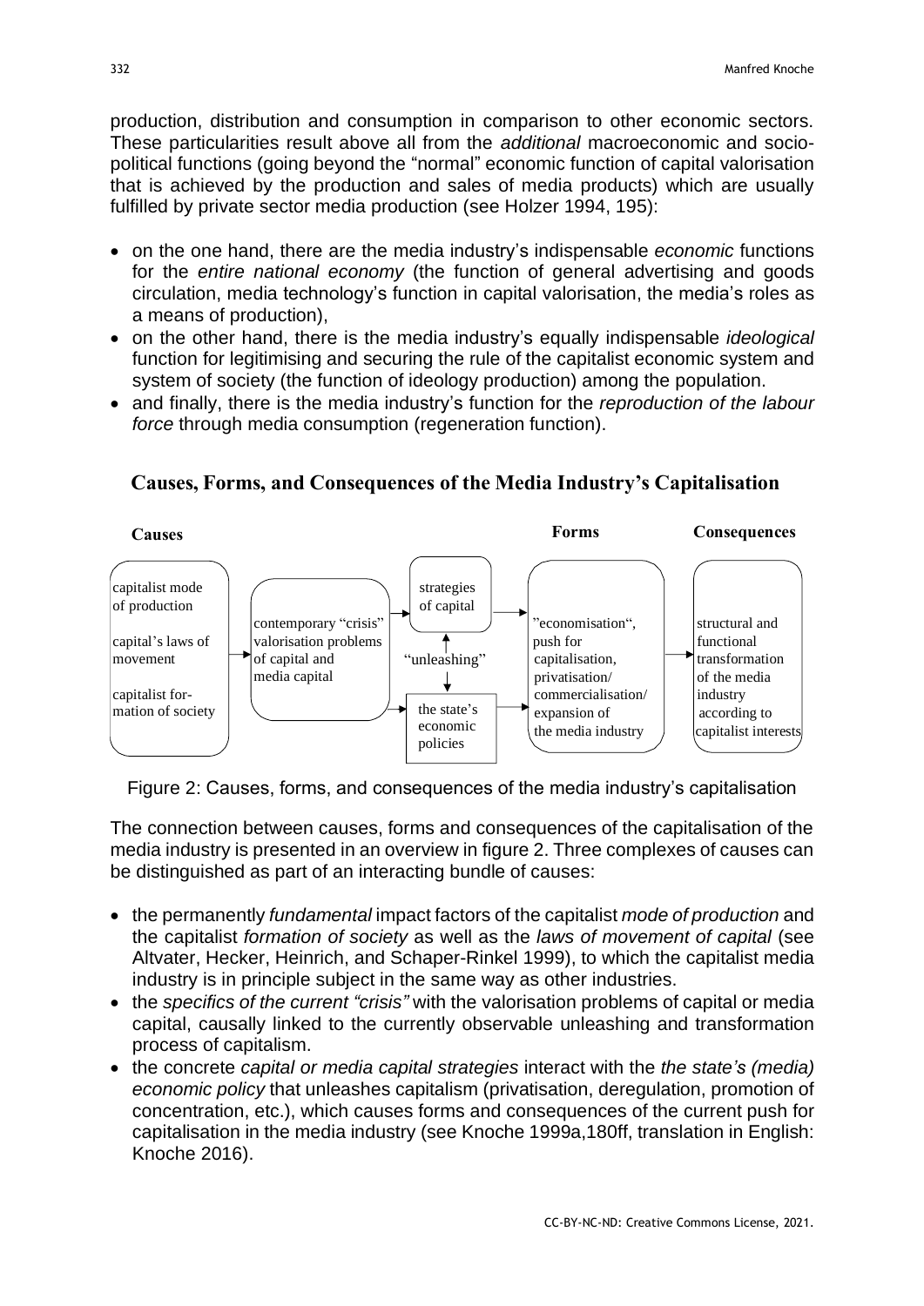production, distribution and consumption in comparison to other economic sectors. These particularities result above all from the *additional* macroeconomic and socio-political functions (going beyond the "normal" economic function of capital valorisation that is achieved by the production and sales of media products) which are usually fulfilled by private sector media production (see Holzer 1994, 195):

- on the one hand, there are the media industry's indispensable *economic* functions for the *entire national economy* (the function of general advertising and goods circulation, media technology's function in capital valorisation, the media's roles as a means of production),
- on the other hand, there is the media industry's equally indispensable *ideological* function for legitimising and securing the rule of the capitalist economic system and system of society (the function of ideology production) among the population.
- and finally, there is the media industry's function for the *reproduction of the labour force* through media consumption (regeneration function).

**Causes, Forms, and Consequences of the Media Industry's Capitalisation**

| Causes | | | Forms | Consequences |
|---|---|---|---|---|
| capitalist mode of production; capital's laws of movement; capitalist formation of society | → contemporary "crisis" valorisation problems of capital and media capital | → strategies of capital ↕ "unleashing" ↕ the state's economic policies | → "economisation", push for capitalisation, privatisation/ commercialisation/ expansion of the media industry | → structural and functional transformation of the media industry according to capitalist interests |

Figure 2: Causes, forms, and consequences of the media industry's capitalisation

The connection between causes, forms and consequences of the capitalisation of the media industry is presented in an overview in figure 2. Three complexes of causes can be distinguished as part of an interacting bundle of causes:

- the permanently *fundamental* impact factors of the capitalist *mode of production* and the capitalist *formation of society* as well as the *laws of movement of capital* (see Altvater, Hecker, Heinrich, and Schaper-Rinkel 1999), to which the capitalist media industry is in principle subject in the same way as other industries.
- the *specifics of the current "crisis"* with the valorisation problems of capital or media capital, causally linked to the currently observable unleashing and transformation process of capitalism.
- the concrete *capital or media capital strategies* interact with the *the state's (media) economic policy* that unleashes capitalism (privatisation, deregulation, promotion of concentration, etc.), which causes forms and consequences of the current push for capitalisation in the media industry (see Knoche 1999a,180ff, translation in English: Knoche 2016).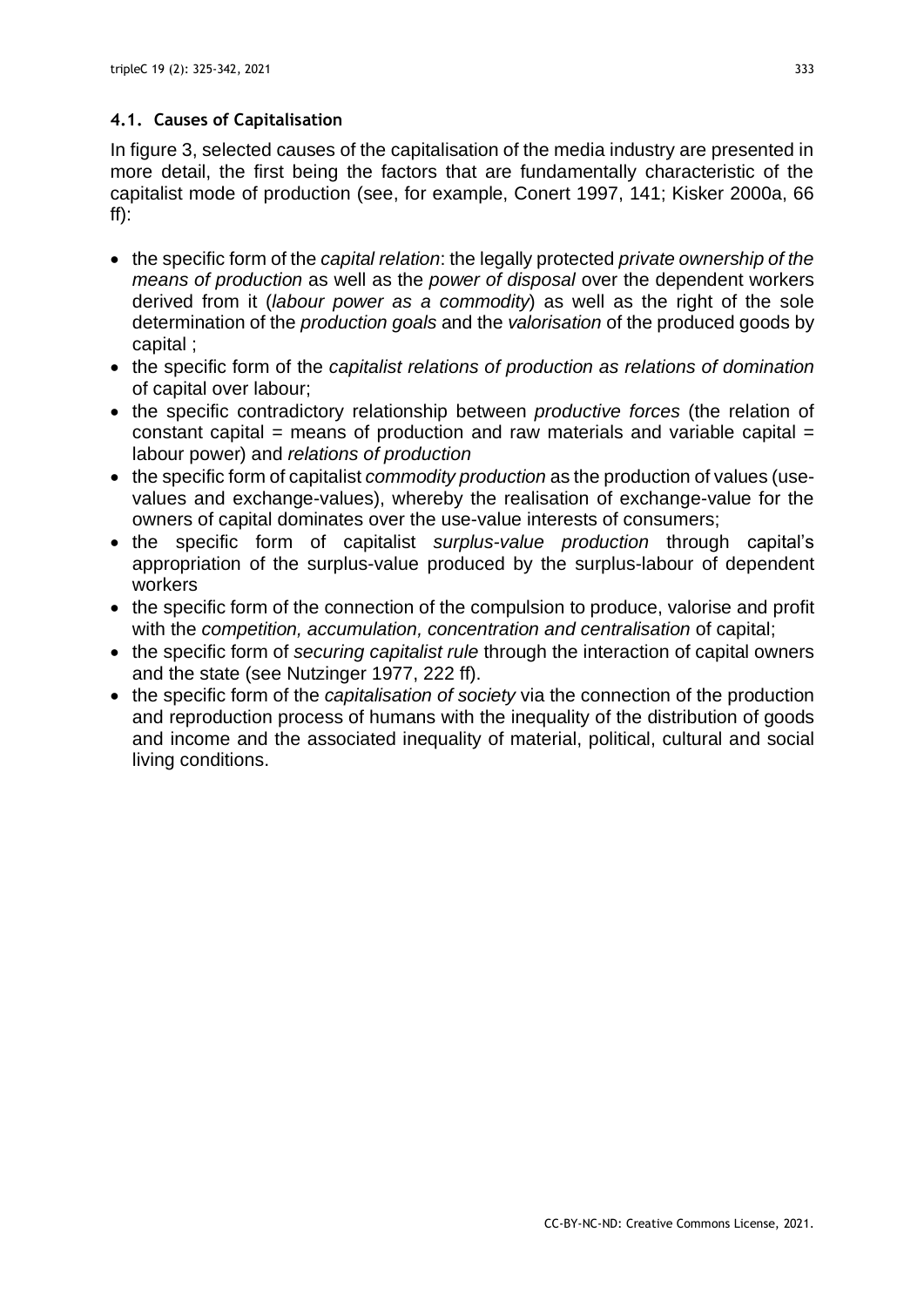### 4.1. Causes of Capitalisation

In figure 3, selected causes of the capitalisation of the media industry are presented in more detail, the first being the factors that are fundamentally characteristic of the capitalist mode of production (see, for example, Conert 1997, 141; Kisker 2000a, 66 ff):

- the specific form of the *capital relation*: the legally protected *private ownership of the means of production* as well as the *power of disposal* over the dependent workers derived from it (*labour power as a commodity*) as well as the right of the sole determination of the *production goals* and the *valorisation* of the produced goods by capital ;
- the specific form of the *capitalist relations of production as relations of domination* of capital over labour;
- the specific contradictory relationship between *productive forces* (the relation of constant capital = means of production and raw materials and variable capital = labour power) and *relations of production*
- the specific form of capitalist *commodity production* as the production of values (use-values and exchange-values), whereby the realisation of exchange-value for the owners of capital dominates over the use-value interests of consumers;
- the specific form of capitalist *surplus-value production* through capital's appropriation of the surplus-value produced by the surplus-labour of dependent workers
- the specific form of the connection of the compulsion to produce, valorise and profit with the *competition, accumulation, concentration and centralisation* of capital;
- the specific form of *securing capitalist rule* through the interaction of capital owners and the state (see Nutzinger 1977, 222 ff).
- the specific form of the *capitalisation of society* via the connection of the production and reproduction process of humans with the inequality of the distribution of goods and income and the associated inequality of material, political, cultural and social living conditions.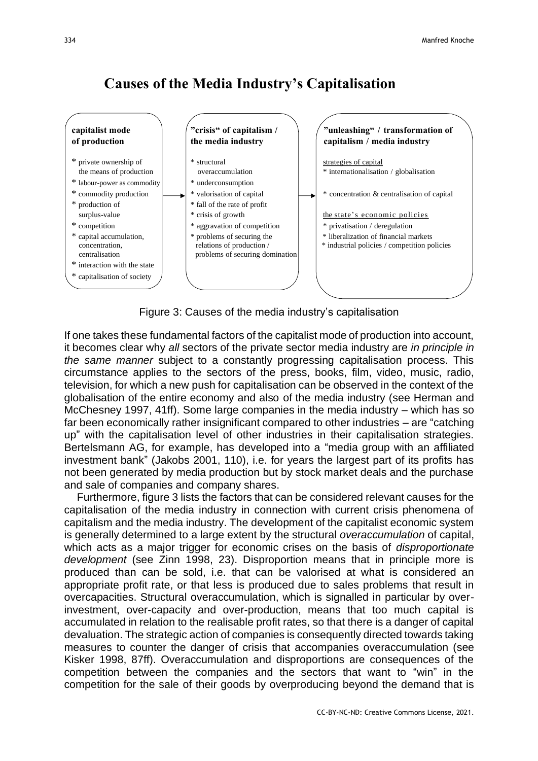## Causes of the Media Industry's Capitalisation

**capitalist mode of production**

- private ownership of the means of production
- labour-power as commodity
- commodity production
- production of surplus-value
- competition
- capital accumulation, concentration, centralisation
- interaction with the state
- capitalisation of society

→

**"crisis" of capitalism / the media industry**

- structural overaccumulation
- underconsumption
- valorisation of capital
- fall of the rate of profit
- crisis of growth
- aggravation of competition
- problems of securing the relations of production / problems of securing domination

→

**"unleashing" / transformation of capitalism / media industry**

strategies of capital

- internationalisation / globalisation
- concentration & centralisation of capital

the state's economic policies

- privatisation / deregulation
- liberalization of financial markets
- industrial policies / competition policies

Figure 3: Causes of the media industry's capitalisation

If one takes these fundamental factors of the capitalist mode of production into account, it becomes clear why *all* sectors of the private sector media industry are *in principle in the same manner* subject to a constantly progressing capitalisation process. This circumstance applies to the sectors of the press, books, film, video, music, radio, television, for which a new push for capitalisation can be observed in the context of the globalisation of the entire economy and also of the media industry (see Herman and McChesney 1997, 41ff). Some large companies in the media industry – which has so far been economically rather insignificant compared to other industries – are "catching up" with the capitalisation level of other industries in their capitalisation strategies. Bertelsmann AG, for example, has developed into a "media group with an affiliated investment bank" (Jakobs 2001, 110), i.e. for years the largest part of its profits has not been generated by media production but by stock market deals and the purchase and sale of companies and company shares.

Furthermore, figure 3 lists the factors that can be considered relevant causes for the capitalisation of the media industry in connection with current crisis phenomena of capitalism and the media industry. The development of the capitalist economic system is generally determined to a large extent by the structural *overaccumulation* of capital, which acts as a major trigger for economic crises on the basis of *disproportionate development* (see Zinn 1998, 23). Disproportion means that in principle more is produced than can be sold, i.e. that can be valorised at what is considered an appropriate profit rate, or that less is produced due to sales problems that result in overcapacities. Structural overaccumulation, which is signalled in particular by over-investment, over-capacity and over-production, means that too much capital is accumulated in relation to the realisable profit rates, so that there is a danger of capital devaluation. The strategic action of companies is consequently directed towards taking measures to counter the danger of crisis that accompanies overaccumulation (see Kisker 1998, 87ff). Overaccumulation and disproportions are consequences of the competition between the companies and the sectors that want to "win" in the competition for the sale of their goods by overproducing beyond the demand that is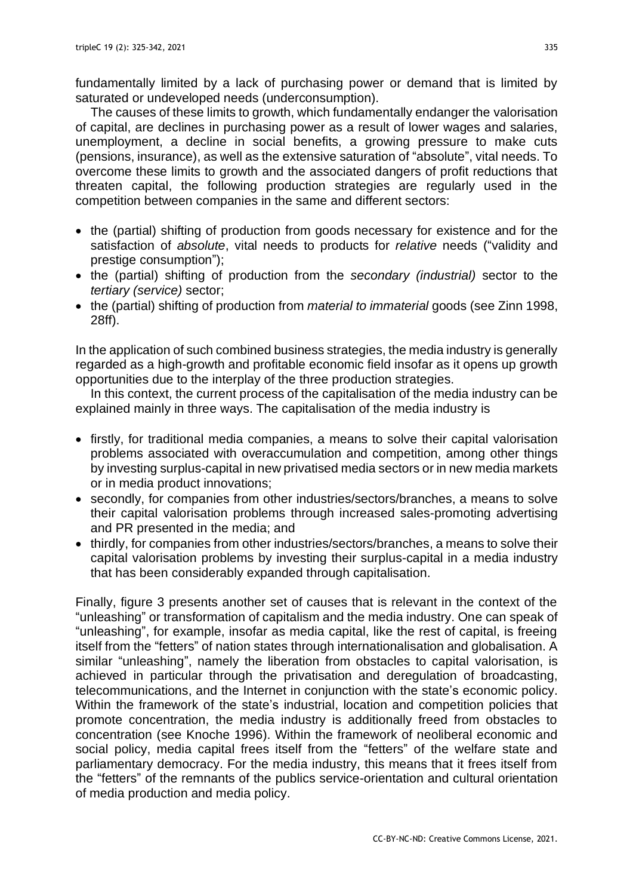fundamentally limited by a lack of purchasing power or demand that is limited by saturated or undeveloped needs (underconsumption).

The causes of these limits to growth, which fundamentally endanger the valorisation of capital, are declines in purchasing power as a result of lower wages and salaries, unemployment, a decline in social benefits, a growing pressure to make cuts (pensions, insurance), as well as the extensive saturation of "absolute", vital needs. To overcome these limits to growth and the associated dangers of profit reductions that threaten capital, the following production strategies are regularly used in the competition between companies in the same and different sectors:

- the (partial) shifting of production from goods necessary for existence and for the satisfaction of *absolute*, vital needs to products for *relative* needs ("validity and prestige consumption");
- the (partial) shifting of production from the *secondary (industrial)* sector to the *tertiary (service)* sector;
- the (partial) shifting of production from *material to immaterial* goods (see Zinn 1998, 28ff).

In the application of such combined business strategies, the media industry is generally regarded as a high-growth and profitable economic field insofar as it opens up growth opportunities due to the interplay of the three production strategies.

In this context, the current process of the capitalisation of the media industry can be explained mainly in three ways. The capitalisation of the media industry is

- firstly, for traditional media companies, a means to solve their capital valorisation problems associated with overaccumulation and competition, among other things by investing surplus-capital in new privatised media sectors or in new media markets or in media product innovations;
- secondly, for companies from other industries/sectors/branches, a means to solve their capital valorisation problems through increased sales-promoting advertising and PR presented in the media; and
- thirdly, for companies from other industries/sectors/branches, a means to solve their capital valorisation problems by investing their surplus-capital in a media industry that has been considerably expanded through capitalisation.

Finally, figure 3 presents another set of causes that is relevant in the context of the "unleashing" or transformation of capitalism and the media industry. One can speak of "unleashing", for example, insofar as media capital, like the rest of capital, is freeing itself from the "fetters" of nation states through internationalisation and globalisation. A similar "unleashing", namely the liberation from obstacles to capital valorisation, is achieved in particular through the privatisation and deregulation of broadcasting, telecommunications, and the Internet in conjunction with the state's economic policy. Within the framework of the state's industrial, location and competition policies that promote concentration, the media industry is additionally freed from obstacles to concentration (see Knoche 1996). Within the framework of neoliberal economic and social policy, media capital frees itself from the "fetters" of the welfare state and parliamentary democracy. For the media industry, this means that it frees itself from the "fetters" of the remnants of the publics service-orientation and cultural orientation of media production and media policy.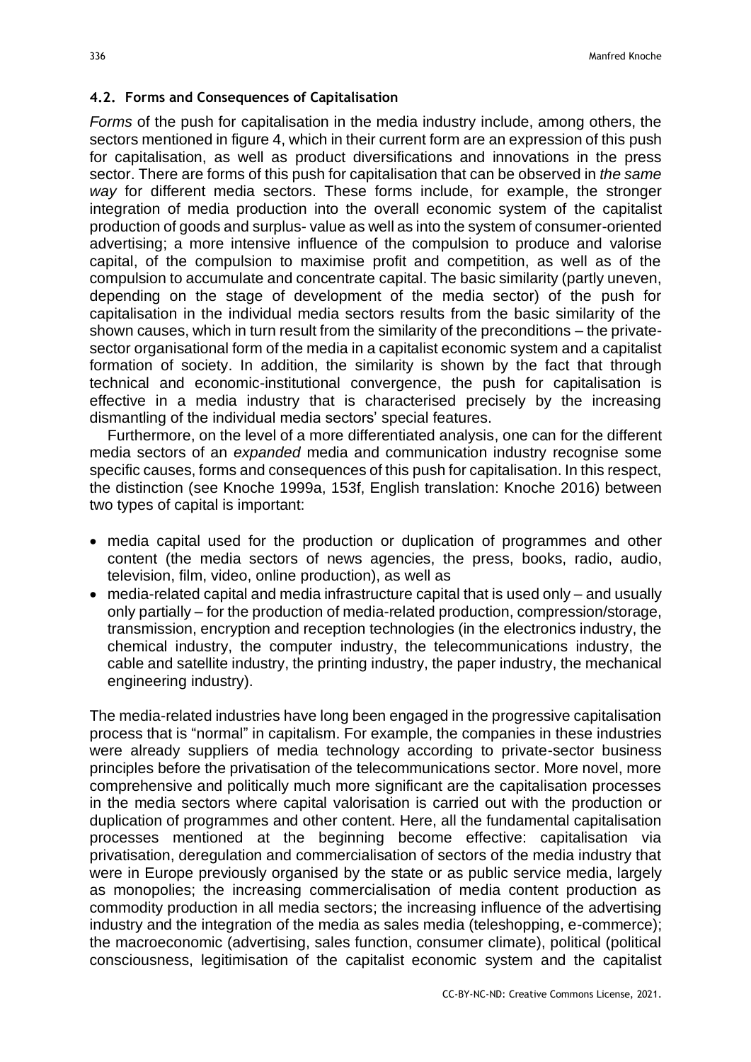### 4.2. Forms and Consequences of Capitalisation

*Forms* of the push for capitalisation in the media industry include, among others, the sectors mentioned in figure 4, which in their current form are an expression of this push for capitalisation, as well as product diversifications and innovations in the press sector. There are forms of this push for capitalisation that can be observed in *the same way* for different media sectors. These forms include, for example, the stronger integration of media production into the overall economic system of the capitalist production of goods and surplus- value as well as into the system of consumer-oriented advertising; a more intensive influence of the compulsion to produce and valorise capital, of the compulsion to maximise profit and competition, as well as of the compulsion to accumulate and concentrate capital. The basic similarity (partly uneven, depending on the stage of development of the media sector) of the push for capitalisation in the individual media sectors results from the basic similarity of the shown causes, which in turn result from the similarity of the preconditions – the private-sector organisational form of the media in a capitalist economic system and a capitalist formation of society. In addition, the similarity is shown by the fact that through technical and economic-institutional convergence, the push for capitalisation is effective in a media industry that is characterised precisely by the increasing dismantling of the individual media sectors' special features.

Furthermore, on the level of a more differentiated analysis, one can for the different media sectors of an *expanded* media and communication industry recognise some specific causes, forms and consequences of this push for capitalisation. In this respect, the distinction (see Knoche 1999a, 153f, English translation: Knoche 2016) between two types of capital is important:

- media capital used for the production or duplication of programmes and other content (the media sectors of news agencies, the press, books, radio, audio, television, film, video, online production), as well as
- media-related capital and media infrastructure capital that is used only – and usually only partially – for the production of media-related production, compression/storage, transmission, encryption and reception technologies (in the electronics industry, the chemical industry, the computer industry, the telecommunications industry, the cable and satellite industry, the printing industry, the paper industry, the mechanical engineering industry).

The media-related industries have long been engaged in the progressive capitalisation process that is "normal" in capitalism. For example, the companies in these industries were already suppliers of media technology according to private-sector business principles before the privatisation of the telecommunications sector. More novel, more comprehensive and politically much more significant are the capitalisation processes in the media sectors where capital valorisation is carried out with the production or duplication of programmes and other content. Here, all the fundamental capitalisation processes mentioned at the beginning become effective: capitalisation via privatisation, deregulation and commercialisation of sectors of the media industry that were in Europe previously organised by the state or as public service media, largely as monopolies; the increasing commercialisation of media content production as commodity production in all media sectors; the increasing influence of the advertising industry and the integration of the media as sales media (teleshopping, e-commerce); the macroeconomic (advertising, sales function, consumer climate), political (political consciousness, legitimisation of the capitalist economic system and the capitalist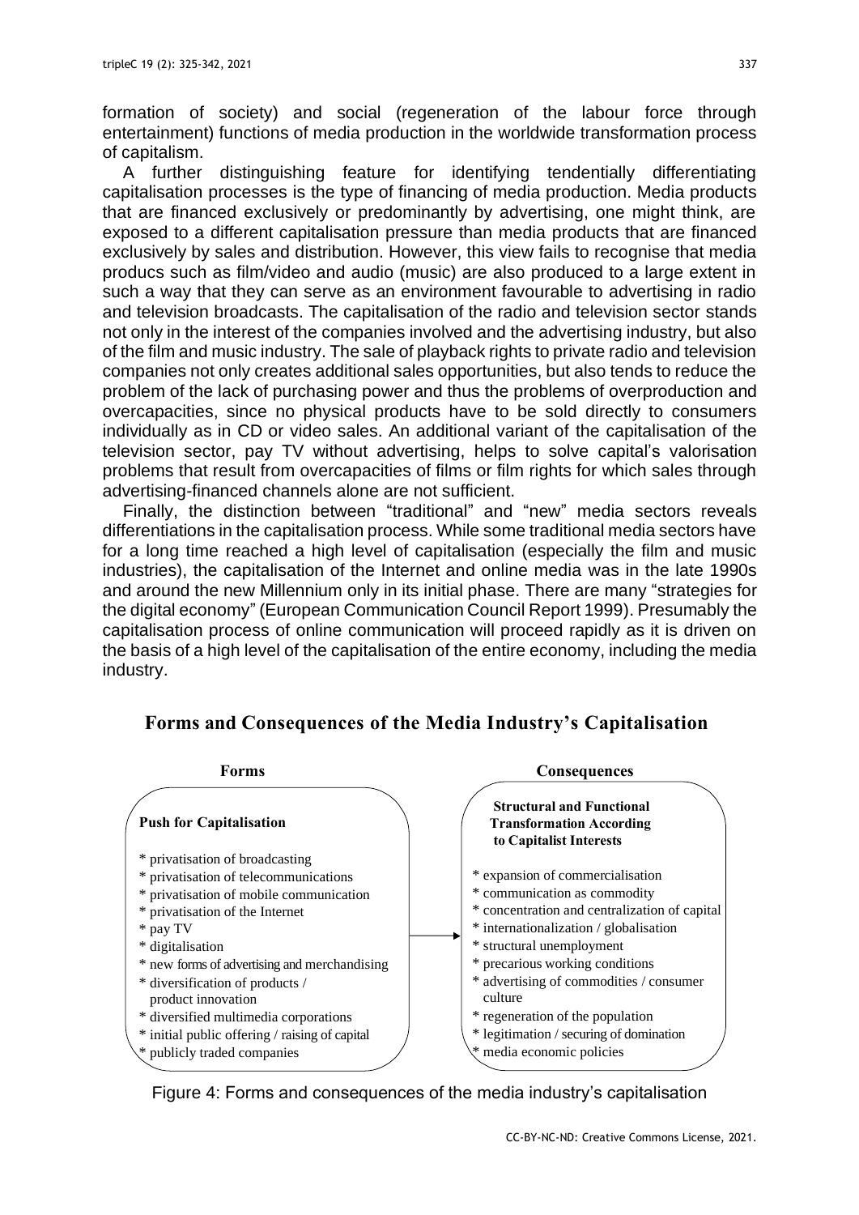formation of society) and social (regeneration of the labour force through entertainment) functions of media production in the worldwide transformation process of capitalism.

A further distinguishing feature for identifying tendentially differentiating capitalisation processes is the type of financing of media production. Media products that are financed exclusively or predominantly by advertising, one might think, are exposed to a different capitalisation pressure than media products that are financed exclusively by sales and distribution. However, this view fails to recognise that media producs such as film/video and audio (music) are also produced to a large extent in such a way that they can serve as an environment favourable to advertising in radio and television broadcasts. The capitalisation of the radio and television sector stands not only in the interest of the companies involved and the advertising industry, but also of the film and music industry. The sale of playback rights to private radio and television companies not only creates additional sales opportunities, but also tends to reduce the problem of the lack of purchasing power and thus the problems of overproduction and overcapacities, since no physical products have to be sold directly to consumers individually as in CD or video sales. An additional variant of the capitalisation of the television sector, pay TV without advertising, helps to solve capital's valorisation problems that result from overcapacities of films or film rights for which sales through advertising-financed channels alone are not sufficient.

Finally, the distinction between "traditional" and "new" media sectors reveals differentiations in the capitalisation process. While some traditional media sectors have for a long time reached a high level of capitalisation (especially the film and music industries), the capitalisation of the Internet and online media was in the late 1990s and around the new Millennium only in its initial phase. There are many "strategies for the digital economy" (European Communication Council Report 1999). Presumably the capitalisation process of online communication will proceed rapidly as it is driven on the basis of a high level of the capitalisation of the entire economy, including the media industry.

**Forms and Consequences of the Media Industry's Capitalisation**

**Forms**

**Push for Capitalisation**

* privatisation of broadcasting
* privatisation of telecommunications
* privatisation of mobile communication
* privatisation of the Internet
* pay TV
* digitalisation
* new forms of advertising and merchandising
* diversification of products / product innovation
* diversified multimedia corporations
* initial public offering / raising of capital
* publicly traded companies

→

**Consequences**

**Structural and Functional Transformation According to Capitalist Interests**

* expansion of commercialisation
* communication as commodity
* concentration and centralization of capital
* internationalization / globalisation
* structural unemployment
* precarious working conditions
* advertising of commodities / consumer culture
* regeneration of the population
* legitimation / securing of domination
* media economic policies

Figure 4: Forms and consequences of the media industry's capitalisation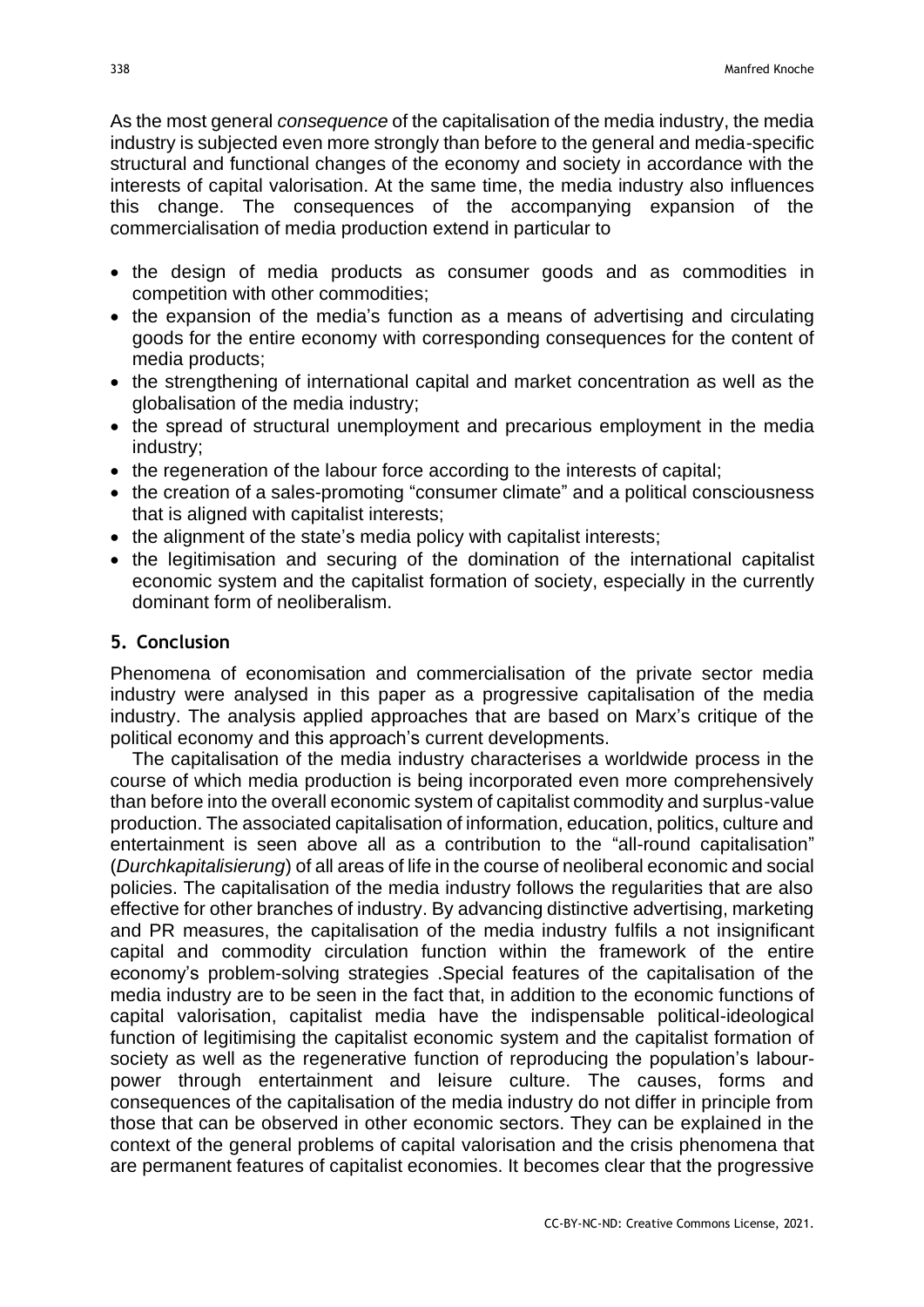As the most general *consequence* of the capitalisation of the media industry, the media industry is subjected even more strongly than before to the general and media-specific structural and functional changes of the economy and society in accordance with the interests of capital valorisation. At the same time, the media industry also influences this change. The consequences of the accompanying expansion of the commercialisation of media production extend in particular to

- the design of media products as consumer goods and as commodities in competition with other commodities;
- the expansion of the media's function as a means of advertising and circulating goods for the entire economy with corresponding consequences for the content of media products;
- the strengthening of international capital and market concentration as well as the globalisation of the media industry;
- the spread of structural unemployment and precarious employment in the media industry;
- the regeneration of the labour force according to the interests of capital;
- the creation of a sales-promoting "consumer climate" and a political consciousness that is aligned with capitalist interests;
- the alignment of the state's media policy with capitalist interests;
- the legitimisation and securing of the domination of the international capitalist economic system and the capitalist formation of society, especially in the currently dominant form of neoliberalism.

## 5. Conclusion

Phenomena of economisation and commercialisation of the private sector media industry were analysed in this paper as a progressive capitalisation of the media industry. The analysis applied approaches that are based on Marx's critique of the political economy and this approach's current developments.

The capitalisation of the media industry characterises a worldwide process in the course of which media production is being incorporated even more comprehensively than before into the overall economic system of capitalist commodity and surplus-value production. The associated capitalisation of information, education, politics, culture and entertainment is seen above all as a contribution to the "all-round capitalisation" (*Durchkapitalisierung*) of all areas of life in the course of neoliberal economic and social policies. The capitalisation of the media industry follows the regularities that are also effective for other branches of industry. By advancing distinctive advertising, marketing and PR measures, the capitalisation of the media industry fulfils a not insignificant capital and commodity circulation function within the framework of the entire economy's problem-solving strategies .Special features of the capitalisation of the media industry are to be seen in the fact that, in addition to the economic functions of capital valorisation, capitalist media have the indispensable political-ideological function of legitimising the capitalist economic system and the capitalist formation of society as well as the regenerative function of reproducing the population's labour-power through entertainment and leisure culture. The causes, forms and consequences of the capitalisation of the media industry do not differ in principle from those that can be observed in other economic sectors. They can be explained in the context of the general problems of capital valorisation and the crisis phenomena that are permanent features of capitalist economies. It becomes clear that the progressive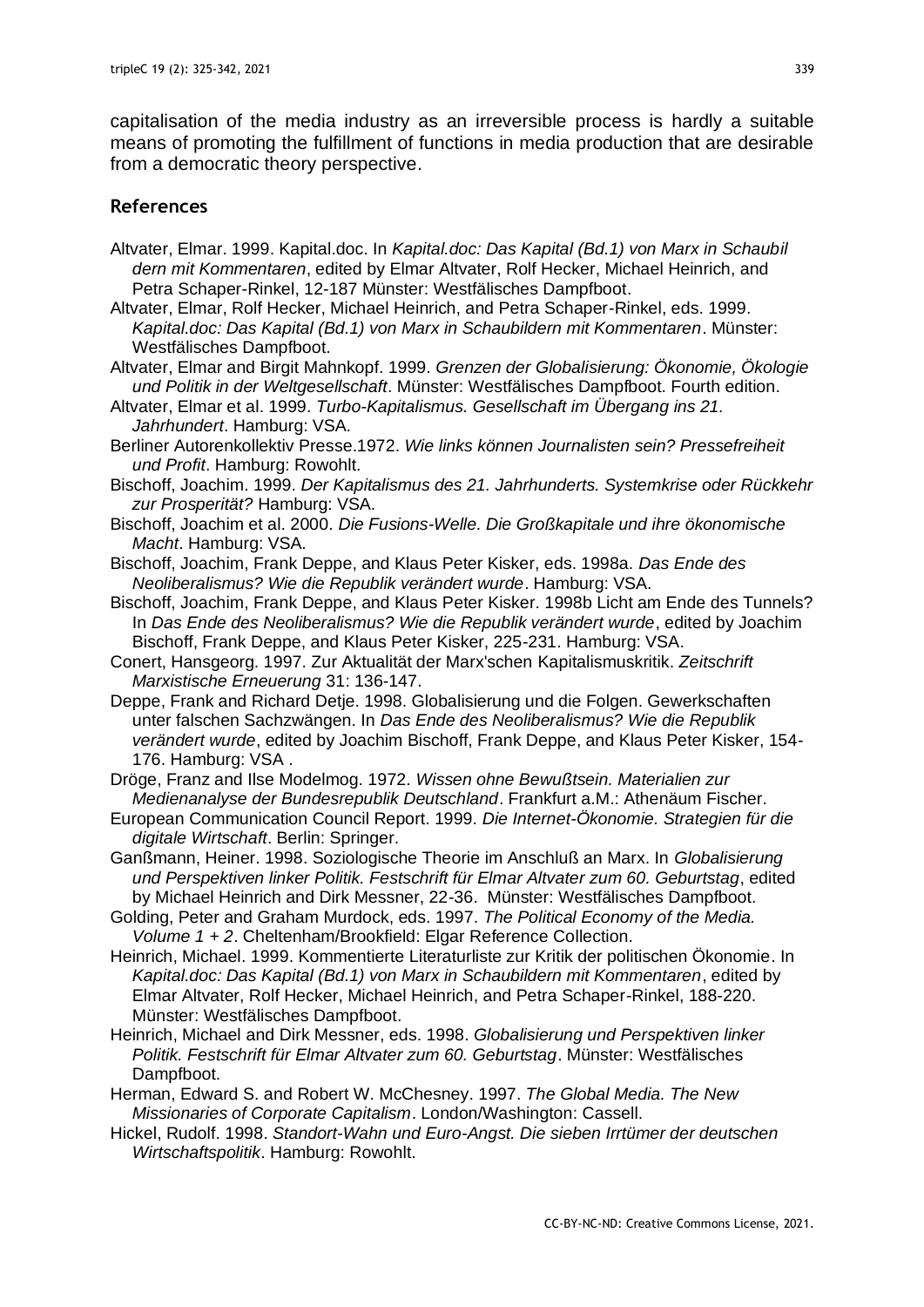capitalisation of the media industry as an irreversible process is hardly a suitable means of promoting the fulfillment of functions in media production that are desirable from a democratic theory perspective.

## References

Altvater, Elmar. 1999. Kapital.doc. In *Kapital.doc: Das Kapital (Bd.1) von Marx in Schaubil dern mit Kommentaren*, edited by Elmar Altvater, Rolf Hecker, Michael Heinrich, and Petra Schaper-Rinkel, 12-187 Münster: Westfälisches Dampfboot.

Altvater, Elmar, Rolf Hecker, Michael Heinrich, and Petra Schaper-Rinkel, eds. 1999. *Kapital.doc: Das Kapital (Bd.1) von Marx in Schaubildern mit Kommentaren*. Münster: Westfälisches Dampfboot.

Altvater, Elmar and Birgit Mahnkopf. 1999. *Grenzen der Globalisierung: Ökonomie, Ökologie und Politik in der Weltgesellschaft*. Münster: Westfälisches Dampfboot. Fourth edition.

Altvater, Elmar et al. 1999. *Turbo-Kapitalismus. Gesellschaft im Übergang ins 21. Jahrhundert*. Hamburg: VSA.

Berliner Autorenkollektiv Presse.1972. *Wie links können Journalisten sein? Pressefreiheit und Profit*. Hamburg: Rowohlt.

Bischoff, Joachim. 1999. *Der Kapitalismus des 21. Jahrhunderts. Systemkrise oder Rückkehr zur Prosperität?* Hamburg: VSA.

Bischoff, Joachim et al. 2000. *Die Fusions-Welle. Die Großkapitale und ihre ökonomische Macht*. Hamburg: VSA.

Bischoff, Joachim, Frank Deppe, and Klaus Peter Kisker, eds. 1998a. *Das Ende des Neoliberalismus? Wie die Republik verändert wurde*. Hamburg: VSA.

Bischoff, Joachim, Frank Deppe, and Klaus Peter Kisker. 1998b Licht am Ende des Tunnels? In *Das Ende des Neoliberalismus? Wie die Republik verändert wurde*, edited by Joachim Bischoff, Frank Deppe, and Klaus Peter Kisker, 225-231. Hamburg: VSA.

Conert, Hansgeorg. 1997. Zur Aktualität der Marx'schen Kapitalismuskritik. *Zeitschrift Marxistische Erneuerung* 31: 136-147.

Deppe, Frank and Richard Detje. 1998. Globalisierung und die Folgen. Gewerkschaften unter falschen Sachzwängen. In *Das Ende des Neoliberalismus? Wie die Republik verändert wurde*, edited by Joachim Bischoff, Frank Deppe, and Klaus Peter Kisker, 154-176. Hamburg: VSA .

Dröge, Franz and Ilse Modelmog. 1972. *Wissen ohne Bewußtsein. Materialien zur Medienanalyse der Bundesrepublik Deutschland*. Frankfurt a.M.: Athenäum Fischer.

European Communication Council Report. 1999. *Die Internet-Ökonomie. Strategien für die digitale Wirtschaft*. Berlin: Springer.

Ganßmann, Heiner. 1998. Soziologische Theorie im Anschluß an Marx. In *Globalisierung und Perspektiven linker Politik. Festschrift für Elmar Altvater zum 60. Geburtstag*, edited by Michael Heinrich and Dirk Messner, 22-36. Münster: Westfälisches Dampfboot.

Golding, Peter and Graham Murdock, eds. 1997. *The Political Economy of the Media. Volume 1 + 2*. Cheltenham/Brookfield: Elgar Reference Collection.

Heinrich, Michael. 1999. Kommentierte Literaturliste zur Kritik der politischen Ökonomie. In *Kapital.doc: Das Kapital (Bd.1) von Marx in Schaubildern mit Kommentaren*, edited by Elmar Altvater, Rolf Hecker, Michael Heinrich, and Petra Schaper-Rinkel, 188-220. Münster: Westfälisches Dampfboot.

Heinrich, Michael and Dirk Messner, eds. 1998. *Globalisierung und Perspektiven linker Politik. Festschrift für Elmar Altvater zum 60. Geburtstag*. Münster: Westfälisches Dampfboot.

Herman, Edward S. and Robert W. McChesney. 1997. *The Global Media. The New Missionaries of Corporate Capitalism*. London/Washington: Cassell.

Hickel, Rudolf. 1998. *Standort-Wahn und Euro-Angst. Die sieben Irrtümer der deutschen Wirtschaftspolitik*. Hamburg: Rowohlt.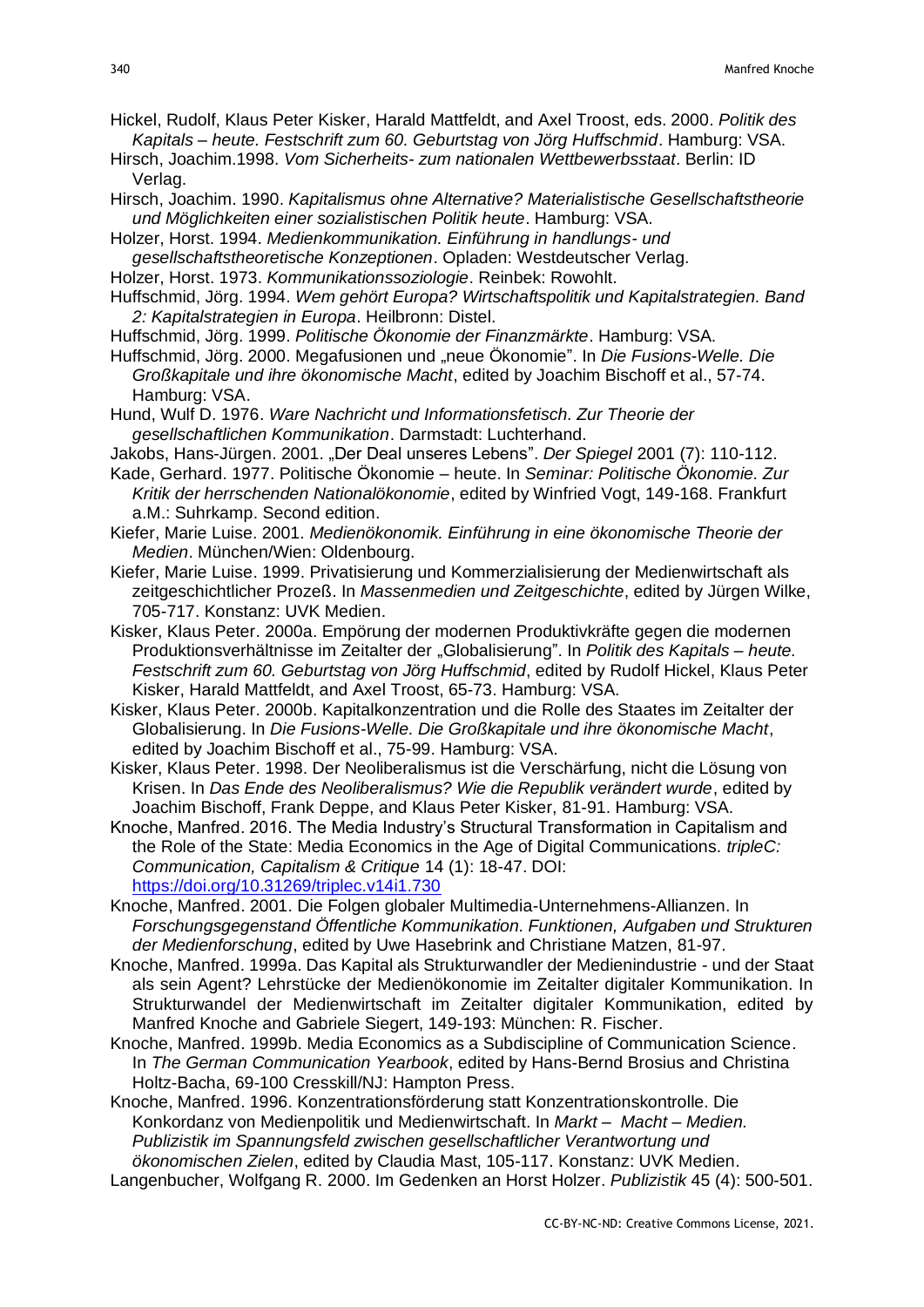Hickel, Rudolf, Klaus Peter Kisker, Harald Mattfeldt, and Axel Troost, eds. 2000. *Politik des Kapitals – heute. Festschrift zum 60. Geburtstag von Jörg Huffschmid*. Hamburg: VSA.

Hirsch, Joachim.1998. *Vom Sicherheits- zum nationalen Wettbewerbsstaat*. Berlin: ID Verlag.

Hirsch, Joachim. 1990. *Kapitalismus ohne Alternative? Materialistische Gesellschaftstheorie und Möglichkeiten einer sozialistischen Politik heute*. Hamburg: VSA.

Holzer, Horst. 1994. *Medienkommunikation. Einführung in handlungs- und gesellschaftstheoretische Konzeptionen*. Opladen: Westdeutscher Verlag.

Holzer, Horst. 1973. *Kommunikationssoziologie*. Reinbek: Rowohlt.

Huffschmid, Jörg. 1994. *Wem gehört Europa? Wirtschaftspolitik und Kapitalstrategien. Band 2: Kapitalstrategien in Europa*. Heilbronn: Distel.

Huffschmid, Jörg. 1999. *Politische Ökonomie der Finanzmärkte*. Hamburg: VSA.

Huffschmid, Jörg. 2000. Megafusionen und „neue Ökonomie". In *Die Fusions-Welle. Die Großkapitale und ihre ökonomische Macht*, edited by Joachim Bischoff et al., 57-74. Hamburg: VSA.

Hund, Wulf D. 1976. *Ware Nachricht und Informationsfetisch. Zur Theorie der gesellschaftlichen Kommunikation*. Darmstadt: Luchterhand.

Jakobs, Hans-Jürgen. 2001. „Der Deal unseres Lebens". *Der Spiegel* 2001 (7): 110-112.

Kade, Gerhard. 1977. Politische Ökonomie – heute. In *Seminar: Politische Ökonomie. Zur Kritik der herrschenden Nationalökonomie*, edited by Winfried Vogt, 149-168. Frankfurt a.M.: Suhrkamp. Second edition.

Kiefer, Marie Luise. 2001. *Medienökonomik. Einführung in eine ökonomische Theorie der Medien*. München/Wien: Oldenbourg.

Kiefer, Marie Luise. 1999. Privatisierung und Kommerzialisierung der Medienwirtschaft als zeitgeschichtlicher Prozeß. In *Massenmedien und Zeitgeschichte*, edited by Jürgen Wilke, 705-717. Konstanz: UVK Medien.

Kisker, Klaus Peter. 2000a. Empörung der modernen Produktivkräfte gegen die modernen Produktionsverhältnisse im Zeitalter der „Globalisierung". In *Politik des Kapitals – heute. Festschrift zum 60. Geburtstag von Jörg Huffschmid*, edited by Rudolf Hickel, Klaus Peter Kisker, Harald Mattfeldt, and Axel Troost, 65-73. Hamburg: VSA.

Kisker, Klaus Peter. 2000b. Kapitalkonzentration und die Rolle des Staates im Zeitalter der Globalisierung. In *Die Fusions-Welle. Die Großkapitale und ihre ökonomische Macht*, edited by Joachim Bischoff et al., 75-99. Hamburg: VSA.

Kisker, Klaus Peter. 1998. Der Neoliberalismus ist die Verschärfung, nicht die Lösung von Krisen. In *Das Ende des Neoliberalismus? Wie die Republik verändert wurde*, edited by Joachim Bischoff, Frank Deppe, and Klaus Peter Kisker, 81-91. Hamburg: VSA.

Knoche, Manfred. 2016. The Media Industry's Structural Transformation in Capitalism and the Role of the State: Media Economics in the Age of Digital Communications. *tripleC: Communication, Capitalism & Critique* 14 (1): 18-47. DOI: https://doi.org/10.31269/triplec.v14i1.730

Knoche, Manfred. 2001. Die Folgen globaler Multimedia-Unternehmens-Allianzen. In *Forschungsgegenstand Öffentliche Kommunikation. Funktionen, Aufgaben und Strukturen der Medienforschung*, edited by Uwe Hasebrink and Christiane Matzen, 81-97.

Knoche, Manfred. 1999a. Das Kapital als Strukturwandler der Medienindustrie - und der Staat als sein Agent? Lehrstücke der Medienökonomie im Zeitalter digitaler Kommunikation. In Strukturwandel der Medienwirtschaft im Zeitalter digitaler Kommunikation, edited by Manfred Knoche and Gabriele Siegert, 149-193: München: R. Fischer.

Knoche, Manfred. 1999b. Media Economics as a Subdiscipline of Communication Science. In *The German Communication Yearbook*, edited by Hans-Bernd Brosius and Christina Holtz-Bacha, 69-100 Cresskill/NJ: Hampton Press.

Knoche, Manfred. 1996. Konzentrationsförderung statt Konzentrationskontrolle. Die Konkordanz von Medienpolitik und Medienwirtschaft. In *Markt – Macht – Medien. Publizistik im Spannungsfeld zwischen gesellschaftlicher Verantwortung und ökonomischen Zielen*, edited by Claudia Mast, 105-117. Konstanz: UVK Medien.

Langenbucher, Wolfgang R. 2000. Im Gedenken an Horst Holzer. *Publizistik* 45 (4): 500-501.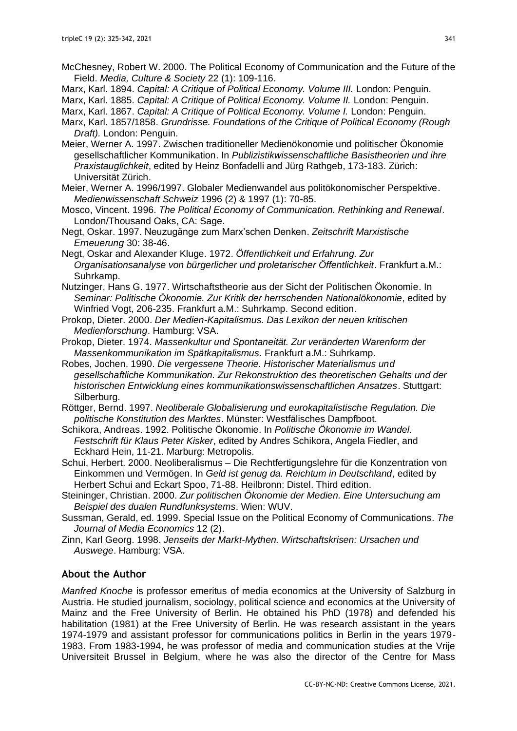McChesney, Robert W. 2000. The Political Economy of Communication and the Future of the Field. *Media, Culture & Society* 22 (1): 109-116.

Marx, Karl. 1894. *Capital: A Critique of Political Economy. Volume III.* London: Penguin.

Marx, Karl. 1885. *Capital: A Critique of Political Economy. Volume II.* London: Penguin.

Marx, Karl. 1867. *Capital: A Critique of Political Economy. Volume I.* London: Penguin.

Marx, Karl. 1857/1858. *Grundrisse. Foundations of the Critique of Political Economy (Rough Draft).* London: Penguin.

Meier, Werner A. 1997. Zwischen traditioneller Medienökonomie und politischer Ökonomie gesellschaftlicher Kommunikation. In *Publizistikwissenschaftliche Basistheorien und ihre Praxistauglichkeit*, edited by Heinz Bonfadelli and Jürg Rathgeb, 173-183. Zürich: Universität Zürich.

Meier, Werner A. 1996/1997. Globaler Medienwandel aus politökonomischer Perspektive. *Medienwissenschaft Schweiz* 1996 (2) & 1997 (1): 70-85.

Mosco, Vincent. 1996. *The Political Economy of Communication. Rethinking and Renewal*. London/Thousand Oaks, CA: Sage.

Negt, Oskar. 1997. Neuzugänge zum Marx'schen Denken. *Zeitschrift Marxistische Erneuerung* 30: 38-46.

Negt, Oskar and Alexander Kluge. 1972. *Öffentlichkeit und Erfahrung. Zur Organisationsanalyse von bürgerlicher und proletarischer Öffentlichkeit*. Frankfurt a.M.: Suhrkamp.

Nutzinger, Hans G. 1977. Wirtschaftstheorie aus der Sicht der Politischen Ökonomie. In *Seminar: Politische Ökonomie. Zur Kritik der herrschenden Nationalökonomie*, edited by Winfried Vogt, 206-235. Frankfurt a.M.: Suhrkamp. Second edition.

Prokop, Dieter. 2000. *Der Medien-Kapitalismus. Das Lexikon der neuen kritischen Medienforschung*. Hamburg: VSA.

Prokop, Dieter. 1974. *Massenkultur und Spontaneität. Zur veränderten Warenform der Massenkommunikation im Spätkapitalismus*. Frankfurt a.M.: Suhrkamp.

Robes, Jochen. 1990. *Die vergessene Theorie. Historischer Materialismus und gesellschaftliche Kommunikation. Zur Rekonstruktion des theoretischen Gehalts und der historischen Entwicklung eines kommunikationswissenschaftlichen Ansatzes*. Stuttgart: Silberburg.

Röttger, Bernd. 1997. *Neoliberale Globalisierung und eurokapitalistische Regulation. Die politische Konstitution des Marktes*. Münster: Westfälisches Dampfboot.

Schikora, Andreas. 1992. Politische Ökonomie. In *Politische Ökonomie im Wandel. Festschrift für Klaus Peter Kisker*, edited by Andres Schikora, Angela Fiedler, and Eckhard Hein, 11-21. Marburg: Metropolis.

Schui, Herbert. 2000. Neoliberalismus – Die Rechtfertigungslehre für die Konzentration von Einkommen und Vermögen. In *Geld ist genug da. Reichtum in Deutschland*, edited by Herbert Schui and Eckart Spoo, 71-88. Heilbronn: Distel. Third edition.

Steininger, Christian. 2000. *Zur politischen Ökonomie der Medien. Eine Untersuchung am Beispiel des dualen Rundfunksystems*. Wien: WUV.

Sussman, Gerald, ed. 1999. Special Issue on the Political Economy of Communications. *The Journal of Media Economics* 12 (2).

Zinn, Karl Georg. 1998. *Jenseits der Markt-Mythen. Wirtschaftskrisen: Ursachen und Auswege*. Hamburg: VSA.

## About the Author

*Manfred Knoche* is professor emeritus of media economics at the University of Salzburg in Austria. He studied journalism, sociology, political science and economics at the University of Mainz and the Free University of Berlin. He obtained his PhD (1978) and defended his habilitation (1981) at the Free University of Berlin. He was research assistant in the years 1974-1979 and assistant professor for communications politics in Berlin in the years 1979-1983. From 1983-1994, he was professor of media and communication studies at the Vrije Universiteit Brussel in Belgium, where he was also the director of the Centre for Mass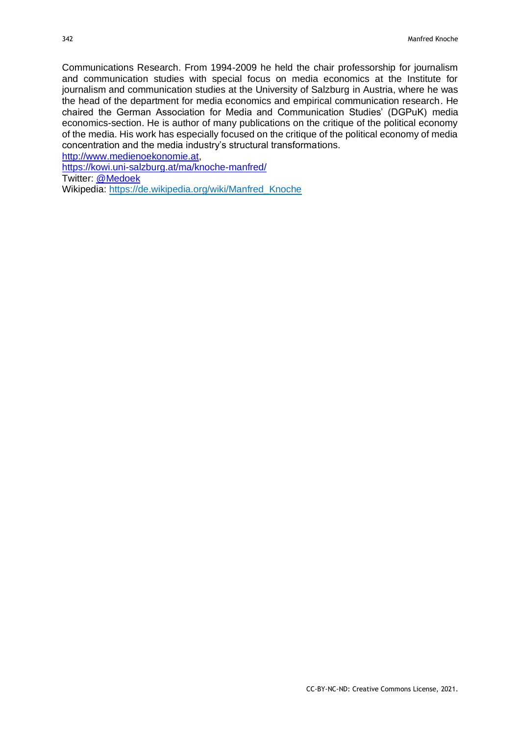Communications Research. From 1994-2009 he held the chair professorship for journalism and communication studies with special focus on media economics at the Institute for journalism and communication studies at the University of Salzburg in Austria, where he was the head of the department for media economics and empirical communication research. He chaired the German Association for Media and Communication Studies' (DGPuK) media economics-section. He is author of many publications on the critique of the political economy of the media. His work has especially focused on the critique of the political economy of media concentration and the media industry's structural transformations.
http://www.medienoekonomie.at,
https://kowi.uni-salzburg.at/ma/knoche-manfred/
Twitter: @Medoek
Wikipedia: https://de.wikipedia.org/wiki/Manfred_Knoche

CC-BY-NC-ND: Creative Commons License, 2021.